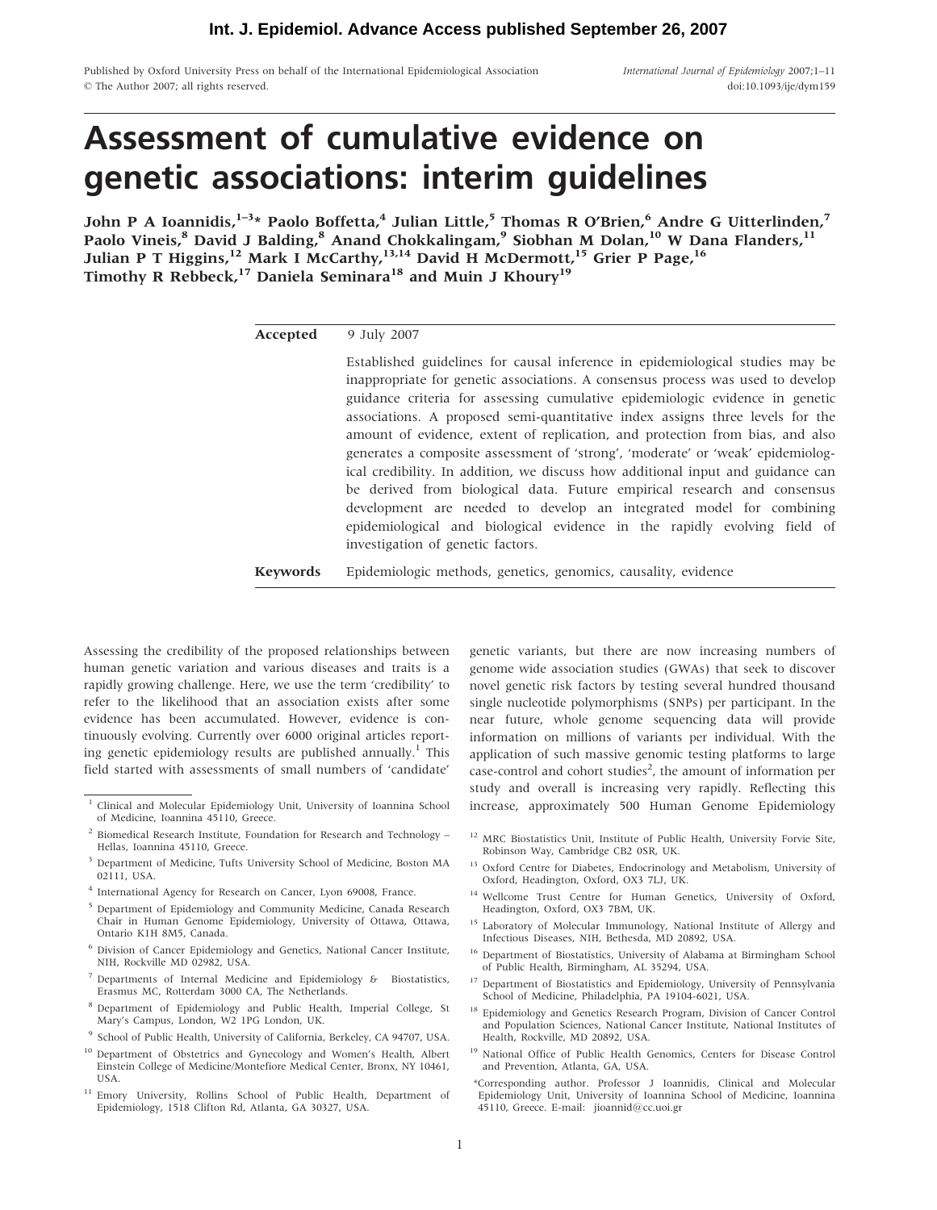# Assessment of cumulative evidence on genetic associations: interim guidelines

**John P A Ioannidis,[1–3]* Paolo Boffetta,[4] Julian Little,[5] Thomas R O'Brien,[6] Andre G Uitterlinden,[7] Paolo Vineis,[8] David J Balding,[8] Anand Chokkalingam,[9] Siobhan M Dolan,[10] W Dana Flanders,[11] Julian P T Higgins,[12] Mark I McCarthy,[13,14] David H McDermott,[15] Grier P Page,[16] Timothy R Rebbeck,[17] Daniela Seminara[18] and Muin J Khoury[19]**

**Accepted** 9 July 2007

Established guidelines for causal inference in epidemiological studies may be inappropriate for genetic associations. A consensus process was used to develop guidance criteria for assessing cumulative epidemiologic evidence in genetic associations. A proposed semi-quantitative index assigns three levels for the amount of evidence, extent of replication, and protection from bias, and also generates a composite assessment of 'strong', 'moderate' or 'weak' epidemiological credibility. In addition, we discuss how additional input and guidance can be derived from biological data. Future empirical research and consensus development are needed to develop an integrated model for combining epidemiological and biological evidence in the rapidly evolving field of investigation of genetic factors.

**Keywords** Epidemiologic methods, genetics, genomics, causality, evidence

Assessing the credibility of the proposed relationships between human genetic variation and various diseases and traits is a rapidly growing challenge. Here, we use the term 'credibility' to refer to the likelihood that an association exists after some evidence has been accumulated. However, evidence is continuously evolving. Currently over 6000 original articles reporting genetic epidemiology results are published annually.[1] This field started with assessments of small numbers of 'candidate' genetic variants, but there are now increasing numbers of genome wide association studies (GWAs) that seek to discover novel genetic risk factors by testing several hundred thousand single nucleotide polymorphisms (SNPs) per participant. In the near future, whole genome sequencing data will provide information on millions of variants per individual. With the application of such massive genomic testing platforms to large case-control and cohort studies[2], the amount of information per study and overall is increasing very rapidly. Reflecting this increase, approximately 500 Human Genome Epidemiology

[1] Clinical and Molecular Epidemiology Unit, University of Ioannina School of Medicine, Ioannina 45110, Greece.

[2] Biomedical Research Institute, Foundation for Research and Technology – Hellas, Ioannina 45110, Greece.

[3] Department of Medicine, Tufts University School of Medicine, Boston MA 02111, USA.

[4] International Agency for Research on Cancer, Lyon 69008, France.

[5] Department of Epidemiology and Community Medicine, Canada Research Chair in Human Genome Epidemiology, University of Ottawa, Ottawa, Ontario K1H 8M5, Canada.

[6] Division of Cancer Epidemiology and Genetics, National Cancer Institute, NIH, Rockville MD 02982, USA.

[7] Departments of Internal Medicine and Epidemiology & Biostatistics, Erasmus MC, Rotterdam 3000 CA, The Netherlands.

[8] Department of Epidemiology and Public Health, Imperial College, St Mary's Campus, London, W2 1PG London, UK.

[9] School of Public Health, University of California, Berkeley, CA 94707, USA.

[10] Department of Obstetrics and Gynecology and Women's Health, Albert Einstein College of Medicine/Montefiore Medical Center, Bronx, NY 10461, USA.

[11] Emory University, Rollins School of Public Health, Department of Epidemiology, 1518 Clifton Rd, Atlanta, GA 30327, USA.

[12] MRC Biostatistics Unit, Institute of Public Health, University Forvie Site, Robinson Way, Cambridge CB2 0SR, UK.

[13] Oxford Centre for Diabetes, Endocrinology and Metabolism, University of Oxford, Headington, Oxford, OX3 7LJ, UK.

[14] Wellcome Trust Centre for Human Genetics, University of Oxford, Headington, Oxford, OX3 7BM, UK.

[15] Laboratory of Molecular Immunology, National Institute of Allergy and Infectious Diseases, NIH, Bethesda, MD 20892, USA.

[16] Department of Biostatistics, University of Alabama at Birmingham School of Public Health, Birmingham, AL 35294, USA.

[17] Department of Biostatistics and Epidemiology, University of Pennsylvania School of Medicine, Philadelphia, PA 19104-6021, USA.

[18] Epidemiology and Genetics Research Program, Division of Cancer Control and Population Sciences, National Cancer Institute, National Institutes of Health, Rockville, MD 20892, USA.

[19] National Office of Public Health Genomics, Centers for Disease Control and Prevention, Atlanta, GA, USA.

*Corresponding author. Professor J Ioannidis, Clinical and Molecular Epidemiology Unit, University of Ioannina School of Medicine, Ioannina 45110, Greece. E-mail: jioannid@cc.uoi.gr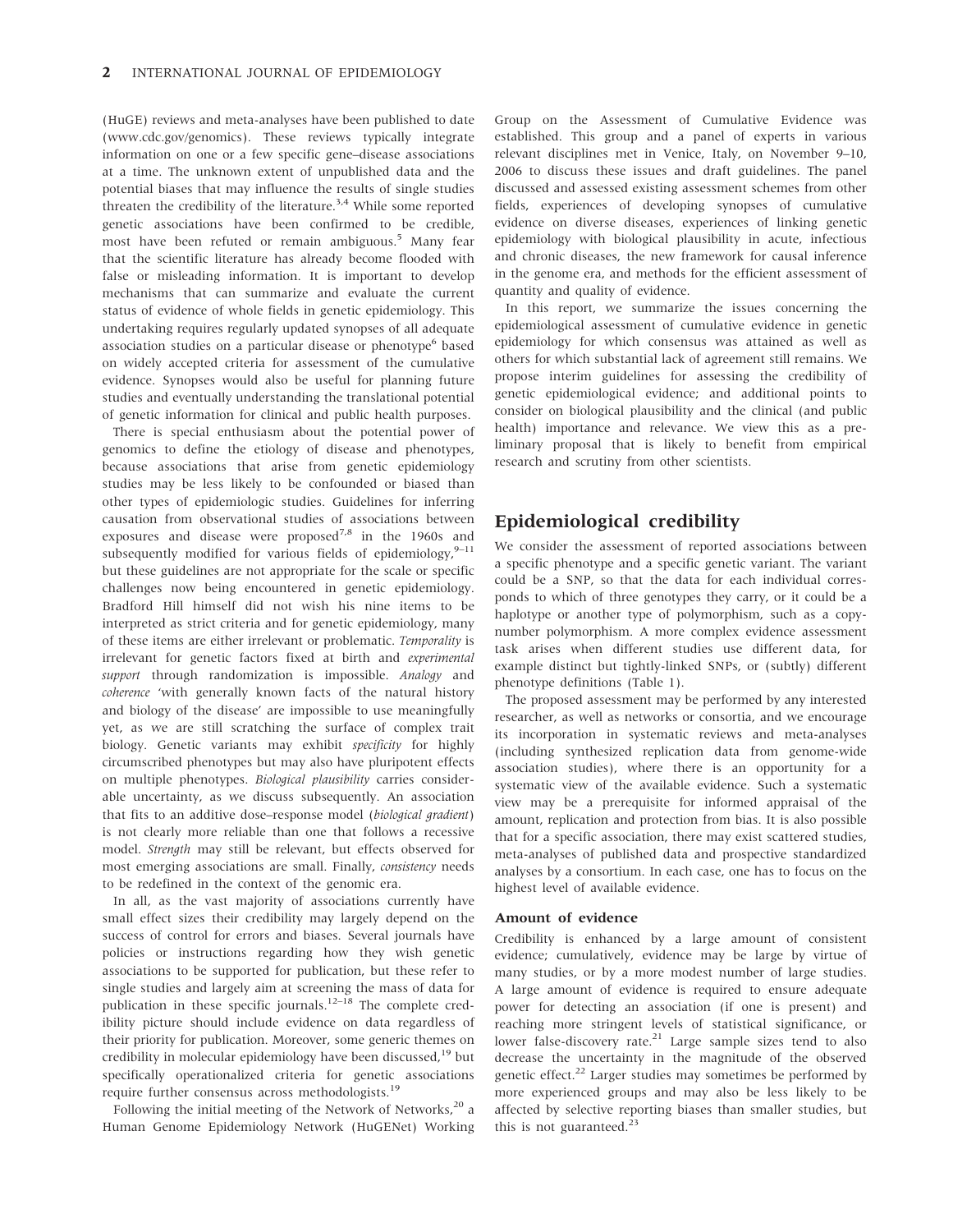(HuGE) reviews and meta-analyses have been published to date (www.cdc.gov/genomics). These reviews typically integrate information on one or a few specific gene–disease associations at a time. The unknown extent of unpublished data and the potential biases that may influence the results of single studies threaten the credibility of the literature.[3,4] While some reported genetic associations have been confirmed to be credible, most have been refuted or remain ambiguous.[5] Many fear that the scientific literature has already become flooded with false or misleading information. It is important to develop mechanisms that can summarize and evaluate the current status of evidence of whole fields in genetic epidemiology. This undertaking requires regularly updated synopses of all adequate association studies on a particular disease or phenotype[6] based on widely accepted criteria for assessment of the cumulative evidence. Synopses would also be useful for planning future studies and eventually understanding the translational potential of genetic information for clinical and public health purposes.

There is special enthusiasm about the potential power of genomics to define the etiology of disease and phenotypes, because associations that arise from genetic epidemiology studies may be less likely to be confounded or biased than other types of epidemiologic studies. Guidelines for inferring causation from observational studies of associations between exposures and disease were proposed[7,8] in the 1960s and subsequently modified for various fields of epidemiology,[9–11] but these guidelines are not appropriate for the scale or specific challenges now being encountered in genetic epidemiology. Bradford Hill himself did not wish his nine items to be interpreted as strict criteria and for genetic epidemiology, many of these items are either irrelevant or problematic. *Temporality* is irrelevant for genetic factors fixed at birth and *experimental support* through randomization is impossible. *Analogy* and *coherence* 'with generally known facts of the natural history and biology of the disease' are impossible to use meaningfully yet, as we are still scratching the surface of complex trait biology. Genetic variants may exhibit *specificity* for highly circumscribed phenotypes but may also have pluripotent effects on multiple phenotypes. *Biological plausibility* carries considerable uncertainty, as we discuss subsequently. An association that fits to an additive dose–response model (*biological gradient*) is not clearly more reliable than one that follows a recessive model. *Strength* may still be relevant, but effects observed for most emerging associations are small. Finally, *consistency* needs to be redefined in the context of the genomic era.

In all, as the vast majority of associations currently have small effect sizes their credibility may largely depend on the success of control for errors and biases. Several journals have policies or instructions regarding how they wish genetic associations to be supported for publication, but these refer to single studies and largely aim at screening the mass of data for publication in these specific journals.[12–18] The complete credibility picture should include evidence on data regardless of their priority for publication. Moreover, some generic themes on credibility in molecular epidemiology have been discussed,[19] but specifically operationalized criteria for genetic associations require further consensus across methodologists.[19]

Following the initial meeting of the Network of Networks,[20] a Human Genome Epidemiology Network (HuGENet) Working Group on the Assessment of Cumulative Evidence was established. This group and a panel of experts in various relevant disciplines met in Venice, Italy, on November 9–10, 2006 to discuss these issues and draft guidelines. The panel discussed and assessed existing assessment schemes from other fields, experiences of developing synopses of cumulative evidence on diverse diseases, experiences of linking genetic epidemiology with biological plausibility in acute, infectious and chronic diseases, the new framework for causal inference in the genome era, and methods for the efficient assessment of quantity and quality of evidence.

In this report, we summarize the issues concerning the epidemiological assessment of cumulative evidence in genetic epidemiology for which consensus was attained as well as others for which substantial lack of agreement still remains. We propose interim guidelines for assessing the credibility of genetic epidemiological evidence; and additional points to consider on biological plausibility and the clinical (and public health) importance and relevance. We view this as a preliminary proposal that is likely to benefit from empirical research and scrutiny from other scientists.

## Epidemiological credibility

We consider the assessment of reported associations between a specific phenotype and a specific genetic variant. The variant could be a SNP, so that the data for each individual corresponds to which of three genotypes they carry, or it could be a haplotype or another type of polymorphism, such as a copy-number polymorphism. A more complex evidence assessment task arises when different studies use different data, for example distinct but tightly-linked SNPs, or (subtly) different phenotype definitions (Table 1).

The proposed assessment may be performed by any interested researcher, as well as networks or consortia, and we encourage its incorporation in systematic reviews and meta-analyses (including synthesized replication data from genome-wide association studies), where there is an opportunity for a systematic view of the available evidence. Such a systematic view may be a prerequisite for informed appraisal of the amount, replication and protection from bias. It is also possible that for a specific association, there may exist scattered studies, meta-analyses of published data and prospective standardized analyses by a consortium. In each case, one has to focus on the highest level of available evidence.

### Amount of evidence

Credibility is enhanced by a large amount of consistent evidence; cumulatively, evidence may be large by virtue of many studies, or by a more modest number of large studies. A large amount of evidence is required to ensure adequate power for detecting an association (if one is present) and reaching more stringent levels of statistical significance, or lower false-discovery rate.[21] Large sample sizes tend to also decrease the uncertainty in the magnitude of the observed genetic effect.[22] Larger studies may sometimes be performed by more experienced groups and may also be less likely to be affected by selective reporting biases than smaller studies, but this is not guaranteed.[23]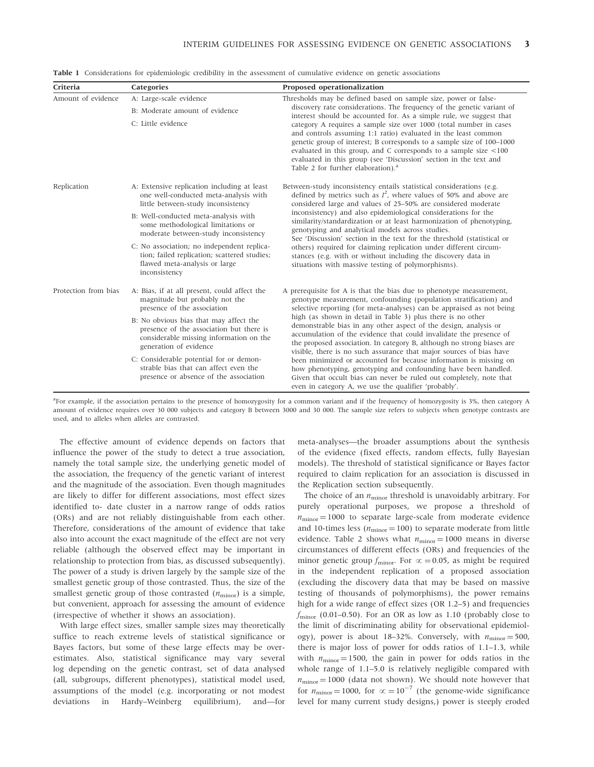**Table 1** Considerations for epidemiologic credibility in the assessment of cumulative evidence on genetic associations

| Criteria | Categories | Proposed operationalization |
| --- | --- | --- |
| Amount of evidence | A: Large-scale evidence<br>B: Moderate amount of evidence<br>C: Little evidence | Thresholds may be defined based on sample size, power or false-discovery rate considerations. The frequency of the genetic variant of interest should be accounted for. As a simple rule, we suggest that category A requires a sample size over 1000 (total number in cases and controls assuming 1:1 ratio) evaluated in the least common genetic group of interest; B corresponds to a sample size of 100–1000 evaluated in this group, and C corresponds to a sample size <100 evaluated in this group (see 'Discussion' section in the text and Table 2 for further elaboration).[a] |
| Replication | A: Extensive replication including at least one well-conducted meta-analysis with little between-study inconsistency<br>B: Well-conducted meta-analysis with some methodological limitations or moderate between-study inconsistency<br>C: No association; no independent replication; failed replication; scattered studies; flawed meta-analysis or large inconsistency | Between-study inconsistency entails statistical considerations (e.g. defined by metrics such as $I^2$, where values of 50% and above are considered large and values of 25–50% are considered moderate inconsistency) and also epidemiological considerations for the similarity/standardization or at least harmonization of phenotyping, genotyping and analytical models across studies. See 'Discussion' section in the text for the threshold (statistical or others) required for claiming replication under different circumstances (e.g. with or without including the discovery data in situations with massive testing of polymorphisms). |
| Protection from bias | A: Bias, if at all present, could affect the magnitude but probably not the presence of the association<br>B: No obvious bias that may affect the presence of the association but there is considerable missing information on the generation of evidence<br>C: Considerable potential for or demonstrable bias that can affect even the presence or absence of the association | A prerequisite for A is that the bias due to phenotype measurement, genotype measurement, confounding (population stratification) and selective reporting (for meta-analyses) can be appraised as not being high (as shown in detail in Table 3) plus there is no other demonstrable bias in any other aspect of the design, analysis or accumulation of the evidence that could invalidate the presence of the proposed association. In category B, although no strong biases are visible, there is no such assurance that major sources of bias have been minimized or accounted for because information is missing on how phenotyping, genotyping and confounding have been handled. Given that occult bias can never be ruled out completely, note that even in category A, we use the qualifier 'probably'. |

[a]For example, if the association pertains to the presence of homozygosity for a common variant and if the frequency of homozygosity is 3%, then category A amount of evidence requires over 30 000 subjects and category B between 3000 and 30 000. The sample size refers to subjects when genotype contrasts are used, and to alleles when alleles are contrasted.

The effective amount of evidence depends on factors that influence the power of the study to detect a true association, namely the total sample size, the underlying genetic model of the association, the frequency of the genetic variant of interest and the magnitude of the association. Even though magnitudes are likely to differ for different associations, most effect sizes identified to- date cluster in a narrow range of odds ratios (ORs) and are not reliably distinguishable from each other. Therefore, considerations of the amount of evidence that take also into account the exact magnitude of the effect are not very reliable (although the observed effect may be important in relationship to protection from bias, as discussed subsequently). The power of a study is driven largely by the sample size of the smallest genetic group of those contrasted. Thus, the size of the smallest genetic group of those contrasted ($n_{minor}$) is a simple, but convenient, approach for assessing the amount of evidence (irrespective of whether it shows an association).

With large effect sizes, smaller sample sizes may theoretically suffice to reach extreme levels of statistical significance or Bayes factors, but some of these large effects may be over-estimates. Also, statistical significance may vary several log depending on the genetic contrast, set of data analysed (all, subgroups, different phenotypes), statistical model used, assumptions of the model (e.g. incorporating or not modest deviations in Hardy–Weinberg equilibrium), and—for meta-analyses—the broader assumptions about the synthesis of the evidence (fixed effects, random effects, fully Bayesian models). The threshold of statistical significance or Bayes factor required to claim replication for an association is discussed in the Replication section subsequently.

The choice of an $n_{minor}$ threshold is unavoidably arbitrary. For purely operational purposes, we propose a threshold of $n_{minor} = 1000$ to separate large-scale from moderate evidence and 10-times less ($n_{minor} = 100$) to separate moderate from little evidence. Table 2 shows what $n_{minor} = 1000$ means in diverse circumstances of different effects (ORs) and frequencies of the minor genetic group $f_{minor}$. For $\alpha = 0.05$, as might be required in the independent replication of a proposed association (excluding the discovery data that may be based on massive testing of thousands of polymorphisms), the power remains high for a wide range of effect sizes (OR 1.2–5) and frequencies $f_{minor}$ (0.01–0.50). For an OR as low as 1.10 (probably close to the limit of discriminating ability for observational epidemiology), power is about 18–32%. Conversely, with $n_{minor} = 500$, there is major loss of power for odds ratios of 1.1–1.3, while with $n_{minor} = 1500$, the gain in power for odds ratios in the whole range of 1.1–5.0 is relatively negligible compared with $n_{minor} = 1000$ (data not shown). We should note however that for $n_{minor} = 1000$, for $\alpha = 10^{-7}$ (the genome-wide significance level for many current study designs,) power is steeply eroded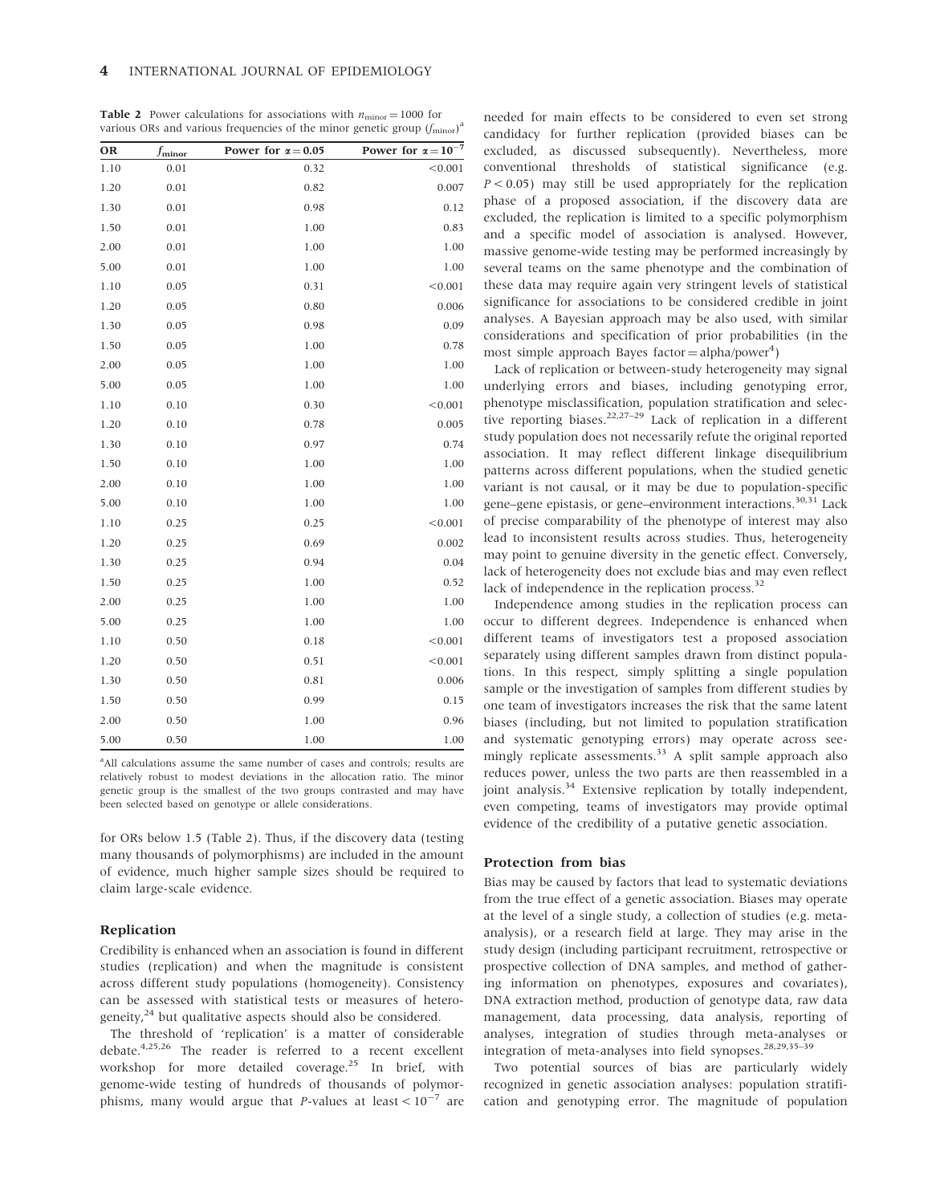**Table 2** Power calculations for associations with $n_{minor} = 1000$ for various ORs and various frequencies of the minor genetic group ($f_{minor}$)[a]

| OR | $f_{minor}$ | Power for $\alpha = 0.05$ | Power for $\alpha = 10^{-7}$ |
|---|---|---|---|
| 1.10 | 0.01 | 0.32 | <0.001 |
| 1.20 | 0.01 | 0.82 | 0.007 |
| 1.30 | 0.01 | 0.98 | 0.12 |
| 1.50 | 0.01 | 1.00 | 0.83 |
| 2.00 | 0.01 | 1.00 | 1.00 |
| 5.00 | 0.01 | 1.00 | 1.00 |
| 1.10 | 0.05 | 0.31 | <0.001 |
| 1.20 | 0.05 | 0.80 | 0.006 |
| 1.30 | 0.05 | 0.98 | 0.09 |
| 1.50 | 0.05 | 1.00 | 0.78 |
| 2.00 | 0.05 | 1.00 | 1.00 |
| 5.00 | 0.05 | 1.00 | 1.00 |
| 1.10 | 0.10 | 0.30 | <0.001 |
| 1.20 | 0.10 | 0.78 | 0.005 |
| 1.30 | 0.10 | 0.97 | 0.74 |
| 1.50 | 0.10 | 1.00 | 1.00 |
| 2.00 | 0.10 | 1.00 | 1.00 |
| 5.00 | 0.10 | 1.00 | 1.00 |
| 1.10 | 0.25 | 0.25 | <0.001 |
| 1.20 | 0.25 | 0.69 | 0.002 |
| 1.30 | 0.25 | 0.94 | 0.04 |
| 1.50 | 0.25 | 1.00 | 0.52 |
| 2.00 | 0.25 | 1.00 | 1.00 |
| 5.00 | 0.25 | 1.00 | 1.00 |
| 1.10 | 0.50 | 0.18 | <0.001 |
| 1.20 | 0.50 | 0.51 | <0.001 |
| 1.30 | 0.50 | 0.81 | 0.006 |
| 1.50 | 0.50 | 0.99 | 0.15 |
| 2.00 | 0.50 | 1.00 | 0.96 |
| 5.00 | 0.50 | 1.00 | 1.00 |

[a]All calculations assume the same number of cases and controls; results are relatively robust to modest deviations in the allocation ratio. The minor genetic group is the smallest of the two groups contrasted and may have been selected based on genotype or allele considerations.

for ORs below 1.5 (Table 2). Thus, if the discovery data (testing many thousands of polymorphisms) are included in the amount of evidence, much higher sample sizes should be required to claim large-scale evidence.

### Replication

Credibility is enhanced when an association is found in different studies (replication) and when the magnitude is consistent across different study populations (homogeneity). Consistency can be assessed with statistical tests or measures of heterogeneity,[24] but qualitative aspects should also be considered.

The threshold of 'replication' is a matter of considerable debate.[4,25,26] The reader is referred to a recent excellent workshop for more detailed coverage.[25] In brief, with genome-wide testing of hundreds of thousands of polymorphisms, many would argue that $P$-values at least $< 10^{-7}$ are needed for main effects to be considered to even set strong candidacy for further replication (provided biases can be excluded, as discussed subsequently). Nevertheless, more conventional thresholds of statistical significance (e.g. $P < 0.05$) may still be used appropriately for the replication phase of a proposed association, if the discovery data are excluded, the replication is limited to a specific polymorphism and a specific model of association is analysed. However, massive genome-wide testing may be performed increasingly by several teams on the same phenotype and the combination of these data may require again very stringent levels of statistical significance for associations to be considered credible in joint analyses. A Bayesian approach may be also used, with similar considerations and specification of prior probabilities (in the most simple approach Bayes factor = alpha/power[4])

Lack of replication or between-study heterogeneity may signal underlying errors and biases, including genotyping error, phenotype misclassification, population stratification and selective reporting biases.[22,27–29] Lack of replication in a different study population does not necessarily refute the original reported association. It may reflect different linkage disequilibrium patterns across different populations, when the studied genetic variant is not causal, or it may be due to population-specific gene–gene epistasis, or gene–environment interactions.[30,31] Lack of precise comparability of the phenotype of interest may also lead to inconsistent results across studies. Thus, heterogeneity may point to genuine diversity in the genetic effect. Conversely, lack of heterogeneity does not exclude bias and may even reflect lack of independence in the replication process.[32]

Independence among studies in the replication process can occur to different degrees. Independence is enhanced when different teams of investigators test a proposed association separately using different samples drawn from distinct populations. In this respect, simply splitting a single population sample or the investigation of samples from different studies by one team of investigators increases the risk that the same latent biases (including, but not limited to population stratification and systematic genotyping errors) may operate across seemingly replicate assessments.[33] A split sample approach also reduces power, unless the two parts are then reassembled in a joint analysis.[34] Extensive replication by totally independent, even competing, teams of investigators may provide optimal evidence of the credibility of a putative genetic association.

### Protection from bias

Bias may be caused by factors that lead to systematic deviations from the true effect of a genetic association. Biases may operate at the level of a single study, a collection of studies (e.g. meta-analysis), or a research field at large. They may arise in the study design (including participant recruitment, retrospective or prospective collection of DNA samples, and method of gathering information on phenotypes, exposures and covariates), DNA extraction method, production of genotype data, raw data management, data processing, data analysis, reporting of analyses, integration of studies through meta-analyses or integration of meta-analyses into field synopses.[28,29,35–39]

Two potential sources of bias are particularly widely recognized in genetic association analyses: population stratification and genotyping error. The magnitude of population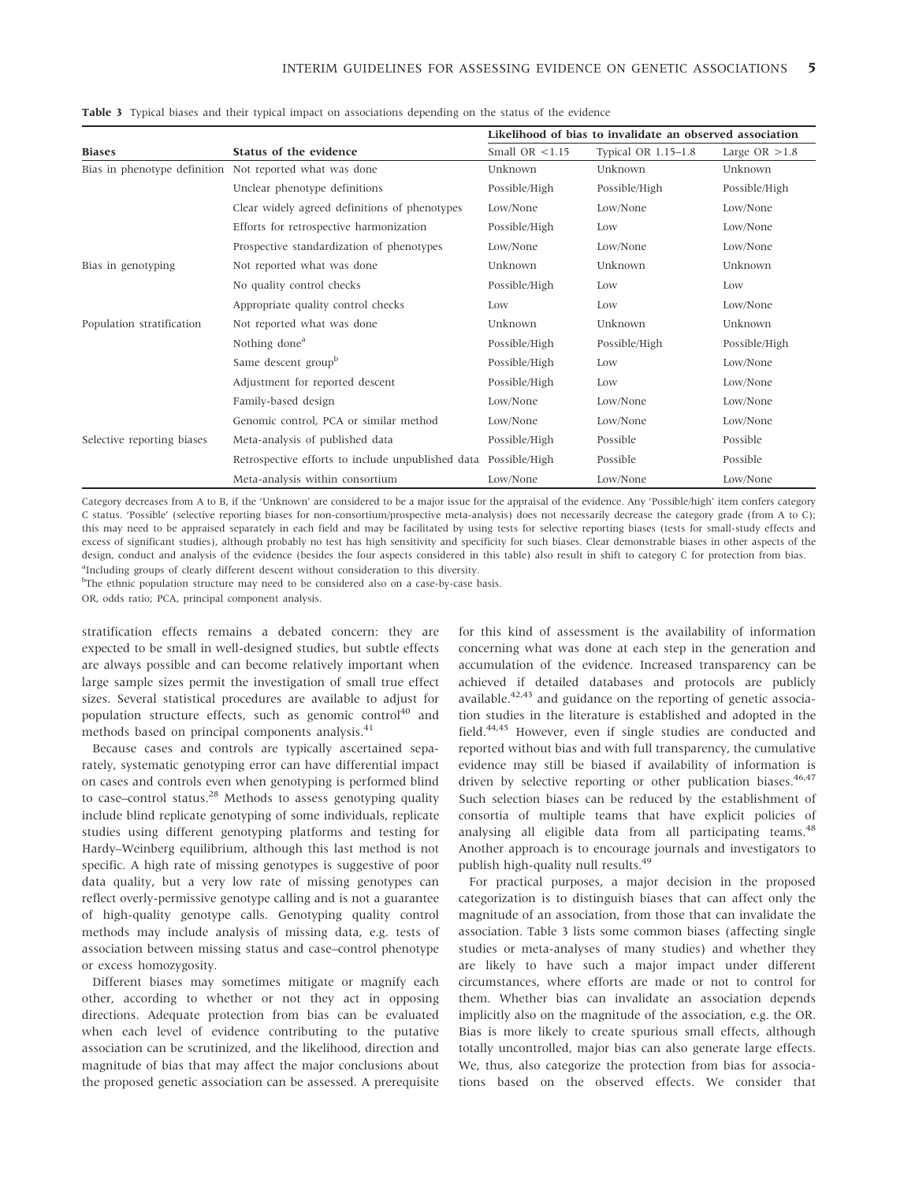**Table 3** Typical biases and their typical impact on associations depending on the status of the evidence

| Biases | Status of the evidence | Likelihood of bias to invalidate an observed association | | |
|---|---|---|---|---|
| | | Small OR <1.15 | Typical OR 1.15–1.8 | Large OR >1.8 |
| Bias in phenotype definition | Not reported what was done | Unknown | Unknown | Unknown |
| | Unclear phenotype definitions | Possible/High | Possible/High | Possible/High |
| | Clear widely agreed definitions of phenotypes | Low/None | Low/None | Low/None |
| | Efforts for retrospective harmonization | Possible/High | Low | Low/None |
| | Prospective standardization of phenotypes | Low/None | Low/None | Low/None |
| Bias in genotyping | Not reported what was done | Unknown | Unknown | Unknown |
| | No quality control checks | Possible/High | Low | Low |
| | Appropriate quality control checks | Low | Low | Low/None |
| Population stratification | Not reported what was done | Unknown | Unknown | Unknown |
| | Nothing done[a] | Possible/High | Possible/High | Possible/High |
| | Same descent group[b] | Possible/High | Low | Low/None |
| | Adjustment for reported descent | Possible/High | Low | Low/None |
| | Family-based design | Low/None | Low/None | Low/None |
| | Genomic control, PCA or similar method | Low/None | Low/None | Low/None |
| Selective reporting biases | Meta-analysis of published data | Possible/High | Possible | Possible |
| | Retrospective efforts to include unpublished data | Possible/High | Possible | Possible |
| | Meta-analysis within consortium | Low/None | Low/None | Low/None |

Category decreases from A to B, if the 'Unknown' are considered to be a major issue for the appraisal of the evidence. Any 'Possible/high' item confers category C status. 'Possible' (selective reporting biases for non-consortium/prospective meta-analysis) does not necessarily decrease the category grade (from A to C); this may need to be appraised separately in each field and may be facilitated by using tests for selective reporting biases (tests for small-study effects and excess of significant studies), although probably no test has high sensitivity and specificity for such biases. Clear demonstrable biases in other aspects of the design, conduct and analysis of the evidence (besides the four aspects considered in this table) also result in shift to category C for protection from bias.

[a]Including groups of clearly different descent without consideration to this diversity.

[b]The ethnic population structure may need to be considered also on a case-by-case basis.

OR, odds ratio; PCA, principal component analysis.

stratification effects remains a debated concern: they are expected to be small in well-designed studies, but subtle effects are always possible and can become relatively important when large sample sizes permit the investigation of small true effect sizes. Several statistical procedures are available to adjust for population structure effects, such as genomic control[40] and methods based on principal components analysis.[41]

Because cases and controls are typically ascertained separately, systematic genotyping error can have differential impact on cases and controls even when genotyping is performed blind to case–control status.[28] Methods to assess genotyping quality include blind replicate genotyping of some individuals, replicate studies using different genotyping platforms and testing for Hardy–Weinberg equilibrium, although this last method is not specific. A high rate of missing genotypes is suggestive of poor data quality, but a very low rate of missing genotypes can reflect overly-permissive genotype calling and is not a guarantee of high-quality genotype calls. Genotyping quality control methods may include analysis of missing data, e.g. tests of association between missing status and case–control phenotype or excess homozygosity.

Different biases may sometimes mitigate or magnify each other, according to whether or not they act in opposing directions. Adequate protection from bias can be evaluated when each level of evidence contributing to the putative association can be scrutinized, and the likelihood, direction and magnitude of bias that may affect the major conclusions about the proposed genetic association can be assessed. A prerequisite for this kind of assessment is the availability of information concerning what was done at each step in the generation and accumulation of the evidence. Increased transparency can be achieved if detailed databases and protocols are publicly available.[42,43] and guidance on the reporting of genetic association studies in the literature is established and adopted in the field.[44,45] However, even if single studies are conducted and reported without bias and with full transparency, the cumulative evidence may still be biased if availability of information is driven by selective reporting or other publication biases.[46,47] Such selection biases can be reduced by the establishment of consortia of multiple teams that have explicit policies of analysing all eligible data from all participating teams.[48] Another approach is to encourage journals and investigators to publish high-quality null results.[49]

For practical purposes, a major decision in the proposed categorization is to distinguish biases that can affect only the magnitude of an association, from those that can invalidate the association. Table 3 lists some common biases (affecting single studies or meta-analyses of many studies) and whether they are likely to have such a major impact under different circumstances, where efforts are made or not to control for them. Whether bias can invalidate an association depends implicitly also on the magnitude of the association, e.g. the OR. Bias is more likely to create spurious small effects, although totally uncontrolled, major bias can also generate large effects. We, thus, also categorize the protection from bias for associations based on the observed effects. We consider that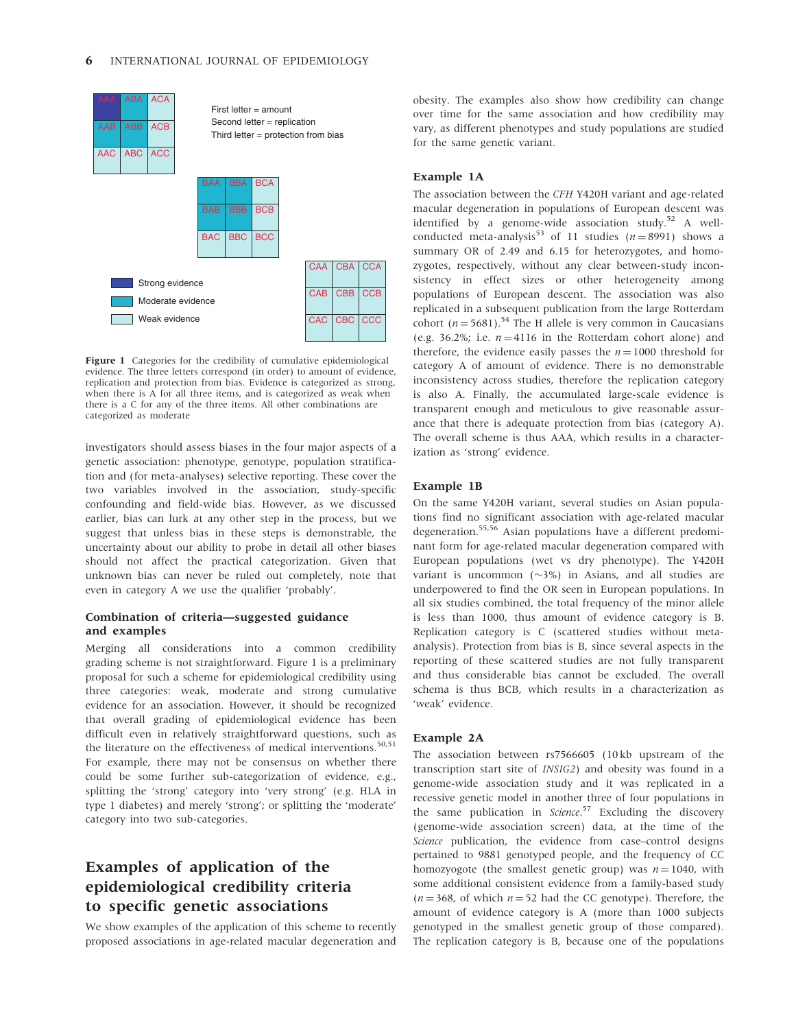| AAA | ABA | ACA |
|---|---|---|
| AAB | ABB | ACB |
| AAC | ABC | ACC |

First letter = amount
Second letter = replication
Third letter = protection from bias

| BAA | BBA | BCA |
|---|---|---|
| BAB | BBB | BCB |
| BAC | BBC | BCC |

| CAA | CBA | CCA |
|---|---|---|
| CAB | CBB | CCB |
| CAC | CBC | CCC |

Strong evidence
Moderate evidence
Weak evidence

**Figure 1** Categories for the credibility of cumulative epidemiological evidence. The three letters correspond (in order) to amount of evidence, replication and protection from bias. Evidence is categorized as strong, when there is A for all three items, and is categorized as weak when there is a C for any of the three items. All other combinations are categorized as moderate

investigators should assess biases in the four major aspects of a genetic association: phenotype, genotype, population stratification and (for meta-analyses) selective reporting. These cover the two variables involved in the association, study-specific confounding and field-wide bias. However, as we discussed earlier, bias can lurk at any other step in the process, but we suggest that unless bias in these steps is demonstrable, the uncertainty about our ability to probe in detail all other biases should not affect the practical categorization. Given that unknown bias can never be ruled out completely, note that even in category A we use the qualifier 'probably'.

### Combination of criteria—suggested guidance and examples

Merging all considerations into a common credibility grading scheme is not straightforward. Figure 1 is a preliminary proposal for such a scheme for epidemiological credibility using three categories: weak, moderate and strong cumulative evidence for an association. However, it should be recognized that overall grading of epidemiological evidence has been difficult even in relatively straightforward questions, such as the literature on the effectiveness of medical interventions.[50,51] For example, there may not be consensus on whether there could be some further sub-categorization of evidence, e.g., splitting the 'strong' category into 'very strong' (e.g. HLA in type 1 diabetes) and merely 'strong'; or splitting the 'moderate' category into two sub-categories.

## Examples of application of the epidemiological credibility criteria to specific genetic associations

We show examples of the application of this scheme to recently proposed associations in age-related macular degeneration and obesity. The examples also show how credibility can change over time for the same association and how credibility may vary, as different phenotypes and study populations are studied for the same genetic variant.

### Example 1A

The association between the *CFH* Y420H variant and age-related macular degeneration in populations of European descent was identified by a genome-wide association study.[52] A well-conducted meta-analysis[53] of 11 studies ($n = 8991$) shows a summary OR of 2.49 and 6.15 for heterozygotes, and homozygotes, respectively, without any clear between-study inconsistency in effect sizes or other heterogeneity among populations of European descent. The association was also replicated in a subsequent publication from the large Rotterdam cohort ($n = 5681$).[54] The H allele is very common in Caucasians (e.g. 36.2%; i.e. $n = 4116$ in the Rotterdam cohort alone) and therefore, the evidence easily passes the $n = 1000$ threshold for category A of amount of evidence. There is no demonstrable inconsistency across studies, therefore the replication category is also A. Finally, the accumulated large-scale evidence is transparent enough and meticulous to give reasonable assurance that there is adequate protection from bias (category A). The overall scheme is thus AAA, which results in a characterization as 'strong' evidence.

### Example 1B

On the same Y420H variant, several studies on Asian populations find no significant association with age-related macular degeneration.[55,56] Asian populations have a different predominant form for age-related macular degeneration compared with European populations (wet vs dry phenotype). The Y420H variant is uncommon (~3%) in Asians, and all studies are underpowered to find the OR seen in European populations. In all six studies combined, the total frequency of the minor allele is less than 1000, thus amount of evidence category is B. Replication category is C (scattered studies without meta-analysis). Protection from bias is B, since several aspects in the reporting of these scattered studies are not fully transparent and thus considerable bias cannot be excluded. The overall schema is thus BCB, which results in a characterization as 'weak' evidence.

### Example 2A

The association between rs7566605 (10 kb upstream of the transcription start site of *INSIG2*) and obesity was found in a genome-wide association study and it was replicated in a recessive genetic model in another three of four populations in the same publication in *Science*.[57] Excluding the discovery (genome-wide association screen) data, at the time of the *Science* publication, the evidence from case–control designs pertained to 9881 genotyped people, and the frequency of CC homozygote (the smallest genetic group) was $n = 1040$, with some additional consistent evidence from a family-based study ($n = 368$, of which $n = 52$ had the CC genotype). Therefore, the amount of evidence category is A (more than 1000 subjects genotyped in the smallest genetic group of those compared). The replication category is B, because one of the populations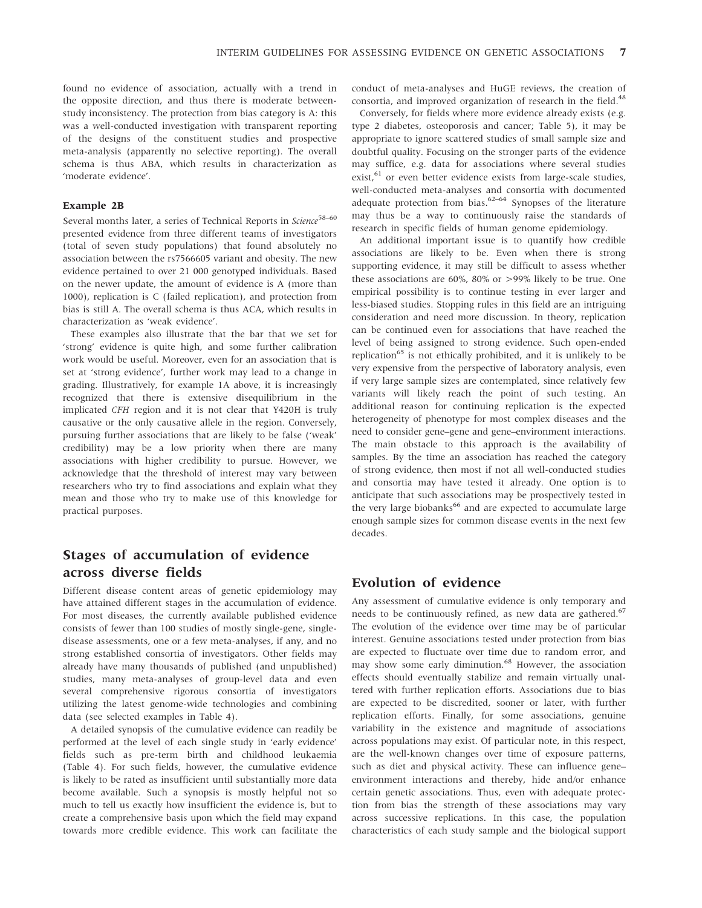found no evidence of association, actually with a trend in the opposite direction, and thus there is moderate between-study inconsistency. The protection from bias category is A: this was a well-conducted investigation with transparent reporting of the designs of the constituent studies and prospective meta-analysis (apparently no selective reporting). The overall schema is thus ABA, which results in characterization as 'moderate evidence'.

#### Example 2B

Several months later, a series of Technical Reports in *Science*[58–60] presented evidence from three different teams of investigators (total of seven study populations) that found absolutely no association between the rs7566605 variant and obesity. The new evidence pertained to over 21 000 genotyped individuals. Based on the newer update, the amount of evidence is A (more than 1000), replication is C (failed replication), and protection from bias is still A. The overall schema is thus ACA, which results in characterization as 'weak evidence'.

These examples also illustrate that the bar that we set for 'strong' evidence is quite high, and some further calibration work would be useful. Moreover, even for an association that is set at 'strong evidence', further work may lead to a change in grading. Illustratively, for example 1A above, it is increasingly recognized that there is extensive disequilibrium in the implicated *CFH* region and it is not clear that Y420H is truly causative or the only causative allele in the region. Conversely, pursuing further associations that are likely to be false ('weak' credibility) may be a low priority when there are many associations with higher credibility to pursue. However, we acknowledge that the threshold of interest may vary between researchers who try to find associations and explain what they mean and those who try to make use of this knowledge for practical purposes.

## Stages of accumulation of evidence across diverse fields

Different disease content areas of genetic epidemiology may have attained different stages in the accumulation of evidence. For most diseases, the currently available published evidence consists of fewer than 100 studies of mostly single-gene, single-disease assessments, one or a few meta-analyses, if any, and no strong established consortia of investigators. Other fields may already have many thousands of published (and unpublished) studies, many meta-analyses of group-level data and even several comprehensive rigorous consortia of investigators utilizing the latest genome-wide technologies and combining data (see selected examples in Table 4).

A detailed synopsis of the cumulative evidence can readily be performed at the level of each single study in 'early evidence' fields such as pre-term birth and childhood leukaemia (Table 4). For such fields, however, the cumulative evidence is likely to be rated as insufficient until substantially more data become available. Such a synopsis is mostly helpful not so much to tell us exactly how insufficient the evidence is, but to create a comprehensive basis upon which the field may expand towards more credible evidence. This work can facilitate the conduct of meta-analyses and HuGE reviews, the creation of consortia, and improved organization of research in the field.[48]

Conversely, for fields where more evidence already exists (e.g. type 2 diabetes, osteoporosis and cancer; Table 5), it may be appropriate to ignore scattered studies of small sample size and doubtful quality. Focusing on the stronger parts of the evidence may suffice, e.g. data for associations where several studies exist,[61] or even better evidence exists from large-scale studies, well-conducted meta-analyses and consortia with documented adequate protection from bias.[62–64] Synopses of the literature may thus be a way to continuously raise the standards of research in specific fields of human genome epidemiology.

An additional important issue is to quantify how credible associations are likely to be. Even when there is strong supporting evidence, it may still be difficult to assess whether these associations are 60%, 80% or >99% likely to be true. One empirical possibility is to continue testing in ever larger and less-biased studies. Stopping rules in this field are an intriguing consideration and need more discussion. In theory, replication can be continued even for associations that have reached the level of being assigned to strong evidence. Such open-ended replication[65] is not ethically prohibited, and it is unlikely to be very expensive from the perspective of laboratory analysis, even if very large sample sizes are contemplated, since relatively few variants will likely reach the point of such testing. An additional reason for continuing replication is the expected heterogeneity of phenotype for most complex diseases and the need to consider gene–gene and gene–environment interactions. The main obstacle to this approach is the availability of samples. By the time an association has reached the category of strong evidence, then most if not all well-conducted studies and consortia may have tested it already. One option is to anticipate that such associations may be prospectively tested in the very large biobanks[66] and are expected to accumulate large enough sample sizes for common disease events in the next few decades.

## Evolution of evidence

Any assessment of cumulative evidence is only temporary and needs to be continuously refined, as new data are gathered.[67] The evolution of the evidence over time may be of particular interest. Genuine associations tested under protection from bias are expected to fluctuate over time due to random error, and may show some early diminution.[68] However, the association effects should eventually stabilize and remain virtually unaltered with further replication efforts. Associations due to bias are expected to be discredited, sooner or later, with further replication efforts. Finally, for some associations, genuine variability in the existence and magnitude of associations across populations may exist. Of particular note, in this respect, are the well-known changes over time of exposure patterns, such as diet and physical activity. These can influence gene–environment interactions and thereby, hide and/or enhance certain genetic associations. Thus, even with adequate protection from bias the strength of these associations may vary across successive replications. In this case, the population characteristics of each study sample and the biological support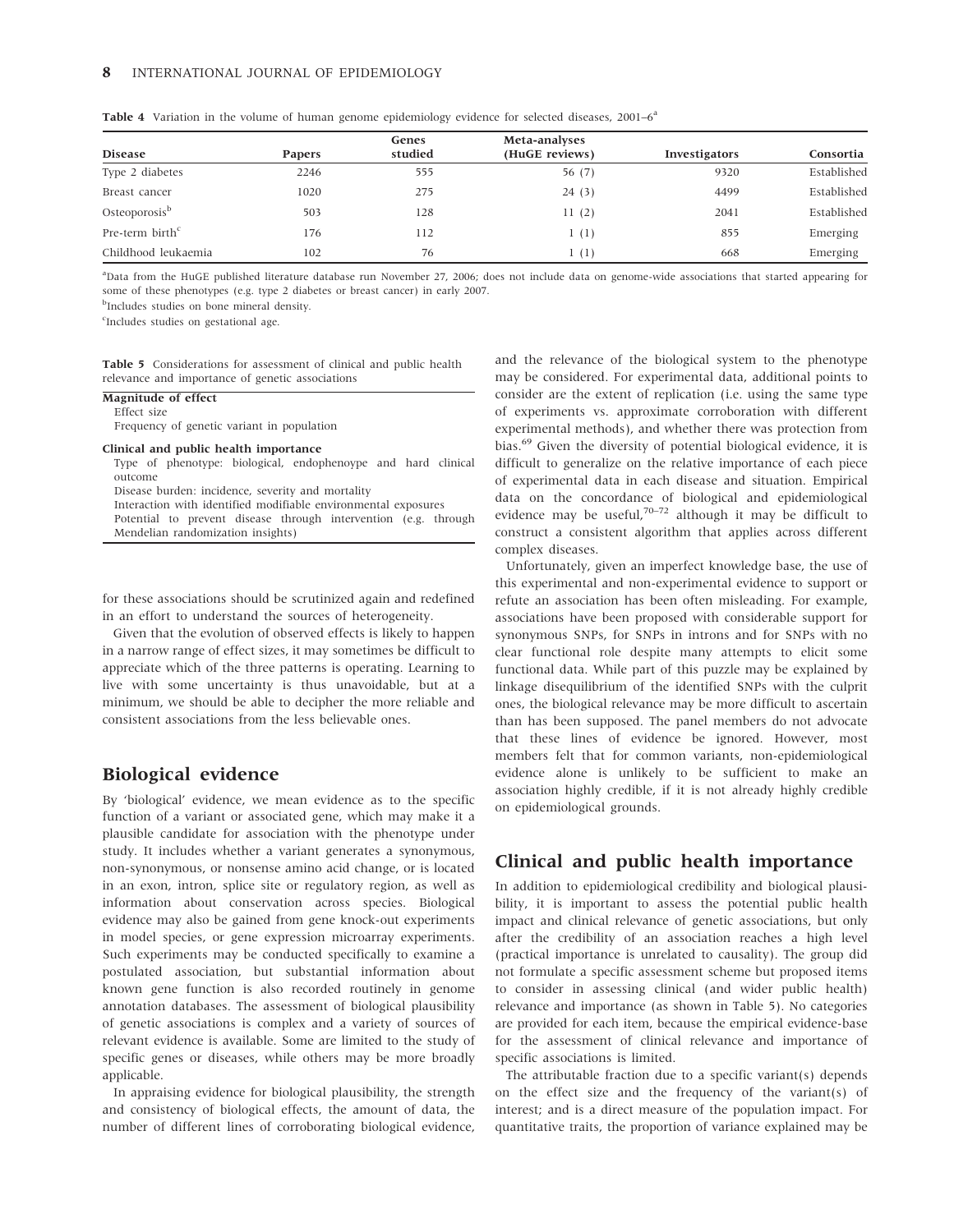**Table 4** Variation in the volume of human genome epidemiology evidence for selected diseases, 2001–6[a]

| Disease | Papers | Genes studied | Meta-analyses (HuGE reviews) | Investigators | Consortia |
|---|---|---|---|---|---|
| Type 2 diabetes | 2246 | 555 | 56 (7) | 9320 | Established |
| Breast cancer | 1020 | 275 | 24 (3) | 4499 | Established |
| Osteoporosis[b] | 503 | 128 | 11 (2) | 2041 | Established |
| Pre-term birth[c] | 176 | 112 | 1 (1) | 855 | Emerging |
| Childhood leukaemia | 102 | 76 | 1 (1) | 668 | Emerging |

[a]Data from the HuGE published literature database run November 27, 2006; does not include data on genome-wide associations that started appearing for some of these phenotypes (e.g. type 2 diabetes or breast cancer) in early 2007.

[b]Includes studies on bone mineral density.

[c]Includes studies on gestational age.

**Table 5** Considerations for assessment of clinical and public health relevance and importance of genetic associations

**Magnitude of effect**
- Effect size
- Frequency of genetic variant in population

**Clinical and public health importance**
- Type of phenotype: biological, endophenoype and hard clinical outcome
- Disease burden: incidence, severity and mortality
- Interaction with identified modifiable environmental exposures
- Potential to prevent disease through intervention (e.g. through Mendelian randomization insights)

for these associations should be scrutinized again and redefined in an effort to understand the sources of heterogeneity.

Given that the evolution of observed effects is likely to happen in a narrow range of effect sizes, it may sometimes be difficult to appreciate which of the three patterns is operating. Learning to live with some uncertainty is thus unavoidable, but at a minimum, we should be able to decipher the more reliable and consistent associations from the less believable ones.

## Biological evidence

By 'biological' evidence, we mean evidence as to the specific function of a variant or associated gene, which may make it a plausible candidate for association with the phenotype under study. It includes whether a variant generates a synonymous, non-synonymous, or nonsense amino acid change, or is located in an exon, intron, splice site or regulatory region, as well as information about conservation across species. Biological evidence may also be gained from gene knock-out experiments in model species, or gene expression microarray experiments. Such experiments may be conducted specifically to examine a postulated association, but substantial information about known gene function is also recorded routinely in genome annotation databases. The assessment of biological plausibility of genetic associations is complex and a variety of sources of relevant evidence is available. Some are limited to the study of specific genes or diseases, while others may be more broadly applicable.

In appraising evidence for biological plausibility, the strength and consistency of biological effects, the amount of data, the number of different lines of corroborating biological evidence, and the relevance of the biological system to the phenotype may be considered. For experimental data, additional points to consider are the extent of replication (i.e. using the same type of experiments vs. approximate corroboration with different experimental methods), and whether there was protection from bias.[69] Given the diversity of potential biological evidence, it is difficult to generalize on the relative importance of each piece of experimental data in each disease and situation. Empirical data on the concordance of biological and epidemiological evidence may be useful,[70–72] although it may be difficult to construct a consistent algorithm that applies across different complex diseases.

Unfortunately, given an imperfect knowledge base, the use of this experimental and non-experimental evidence to support or refute an association has been often misleading. For example, associations have been proposed with considerable support for synonymous SNPs, for SNPs in introns and for SNPs with no clear functional role despite many attempts to elicit some functional data. While part of this puzzle may be explained by linkage disequilibrium of the identified SNPs with the culprit ones, the biological relevance may be more difficult to ascertain than has been supposed. The panel members do not advocate that these lines of evidence be ignored. However, most members felt that for common variants, non-epidemiological evidence alone is unlikely to be sufficient to make an association highly credible, if it is not already highly credible on epidemiological grounds.

## Clinical and public health importance

In addition to epidemiological credibility and biological plausibility, it is important to assess the potential public health impact and clinical relevance of genetic associations, but only after the credibility of an association reaches a high level (practical importance is unrelated to causality). The group did not formulate a specific assessment scheme but proposed items to consider in assessing clinical (and wider public health) relevance and importance (as shown in Table 5). No categories are provided for each item, because the empirical evidence-base for the assessment of clinical relevance and importance of specific associations is limited.

The attributable fraction due to a specific variant(s) depends on the effect size and the frequency of the variant(s) of interest; and is a direct measure of the population impact. For quantitative traits, the proportion of variance explained may be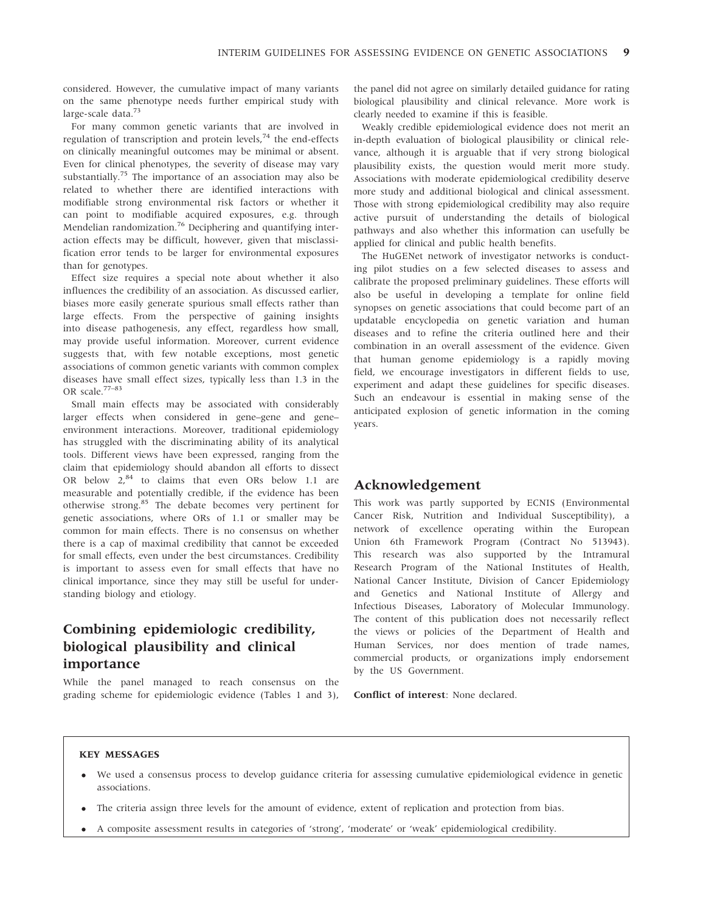considered. However, the cumulative impact of many variants on the same phenotype needs further empirical study with large-scale data.[73]

For many common genetic variants that are involved in regulation of transcription and protein levels,[74] the end-effects on clinically meaningful outcomes may be minimal or absent. Even for clinical phenotypes, the severity of disease may vary substantially.[75] The importance of an association may also be related to whether there are identified interactions with modifiable strong environmental risk factors or whether it can point to modifiable acquired exposures, e.g. through Mendelian randomization.[76] Deciphering and quantifying interaction effects may be difficult, however, given that misclassification error tends to be larger for environmental exposures than for genotypes.

Effect size requires a special note about whether it also influences the credibility of an association. As discussed earlier, biases more easily generate spurious small effects rather than large effects. From the perspective of gaining insights into disease pathogenesis, any effect, regardless how small, may provide useful information. Moreover, current evidence suggests that, with few notable exceptions, most genetic associations of common genetic variants with common complex diseases have small effect sizes, typically less than 1.3 in the OR scale.[77–83]

Small main effects may be associated with considerably larger effects when considered in gene–gene and gene–environment interactions. Moreover, traditional epidemiology has struggled with the discriminating ability of its analytical tools. Different views have been expressed, ranging from the claim that epidemiology should abandon all efforts to dissect OR below 2,[84] to claims that even ORs below 1.1 are measurable and potentially credible, if the evidence has been otherwise strong.[85] The debate becomes very pertinent for genetic associations, where ORs of 1.1 or smaller may be common for main effects. There is no consensus on whether there is a cap of maximal credibility that cannot be exceeded for small effects, even under the best circumstances. Credibility is important to assess even for small effects that have no clinical importance, since they may still be useful for understanding biology and etiology.

## Combining epidemiologic credibility, biological plausibility and clinical importance

While the panel managed to reach consensus on the grading scheme for epidemiologic evidence (Tables 1 and 3), the panel did not agree on similarly detailed guidance for rating biological plausibility and clinical relevance. More work is clearly needed to examine if this is feasible.

Weakly credible epidemiological evidence does not merit an in-depth evaluation of biological plausibility or clinical relevance, although it is arguable that if very strong biological plausibility exists, the question would merit more study. Associations with moderate epidemiological credibility deserve more study and additional biological and clinical assessment. Those with strong epidemiological credibility may also require active pursuit of understanding the details of biological pathways and also whether this information can usefully be applied for clinical and public health benefits.

The HuGENet network of investigator networks is conducting pilot studies on a few selected diseases to assess and calibrate the proposed preliminary guidelines. These efforts will also be useful in developing a template for online field synopses on genetic associations that could become part of an updatable encyclopedia on genetic variation and human diseases and to refine the criteria outlined here and their combination in an overall assessment of the evidence. Given that human genome epidemiology is a rapidly moving field, we encourage investigators in different fields to use, experiment and adapt these guidelines for specific diseases. Such an endeavour is essential in making sense of the anticipated explosion of genetic information in the coming years.

## Acknowledgement

This work was partly supported by ECNIS (Environmental Cancer Risk, Nutrition and Individual Susceptibility), a network of excellence operating within the European Union 6th Framework Program (Contract No 513943). This research was also supported by the Intramural Research Program of the National Institutes of Health, National Cancer Institute, Division of Cancer Epidemiology and Genetics and National Institute of Allergy and Infectious Diseases, Laboratory of Molecular Immunology. The content of this publication does not necessarily reflect the views or policies of the Department of Health and Human Services, nor does mention of trade names, commercial products, or organizations imply endorsement by the US Government.

**Conflict of interest**: None declared.

**KEY MESSAGES**

- We used a consensus process to develop guidance criteria for assessing cumulative epidemiological evidence in genetic associations.
- The criteria assign three levels for the amount of evidence, extent of replication and protection from bias.
- A composite assessment results in categories of 'strong', 'moderate' or 'weak' epidemiological credibility.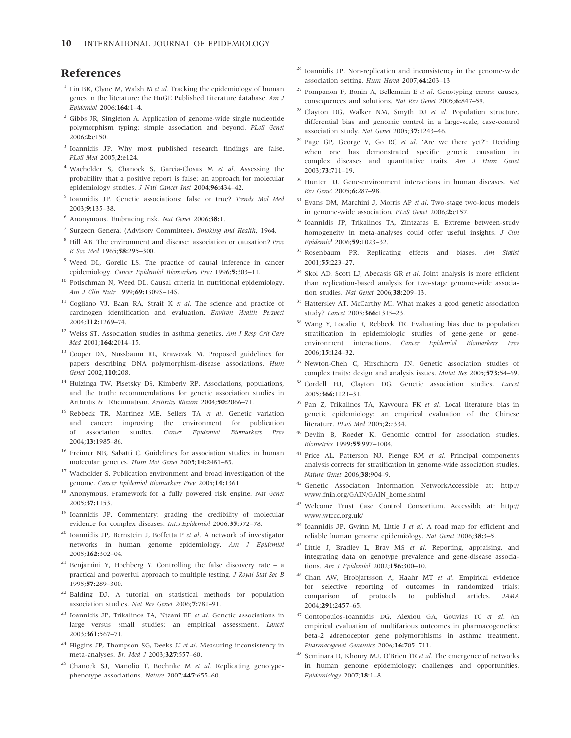## References

1. Lin BK, Clyne M, Walsh M *et al*. Tracking the epidemiology of human genes in the literature: the HuGE Published Literature database. *Am J Epidemiol* 2006;**164:**1–4.
2. Gibbs JR, Singleton A. Application of genome-wide single nucleotide polymorphism typing: simple association and beyond. *PLoS Genet* 2006;**2:**e150.
3. Ioannidis JP. Why most published research findings are false. *PLoS Med* 2005;**2:**e124.
4. Wacholder S, Chanock S, Garcia-Closas M *et al*. Assessing the probability that a positive report is false: an approach for molecular epidemiology studies. *J Natl Cancer Inst* 2004;**96:**434–42.
5. Ioannidis JP. Genetic associations: false or true? *Trends Mol Med* 2003;**9:**135–38.
6. Anonymous. Embracing risk. *Nat Genet* 2006;**38:**1.
7. Surgeon General (Advisory Committee). *Smoking and Health*, 1964.
8. Hill AB. The environment and disease: association or causation? *Proc R Soc Med* 1965;**58:**295–300.
9. Weed DL, Gorelic LS. The practice of causal inference in cancer epidemiology. *Cancer Epidemiol Biomarkers Prev* 1996;**5:**303–11.
10. Potischman N, Weed DL. Causal criteria in nutritional epidemiology. *Am J Clin Nutr* 1999;**69:**1309S–14S.
11. Cogliano VJ, Baan RA, Straif K *et al*. The science and practice of carcinogen identification and evaluation. *Environ Health Perspect* 2004;**112:**1269–74.
12. Weiss ST. Association studies in asthma genetics. *Am J Resp Crit Care Med* 2001;**164:**2014–15.
13. Cooper DN, Nussbaum RL, Krawczak M. Proposed guidelines for papers describing DNA polymorphism-disease associations. *Hum Genet* 2002;**110:**208.
14. Huizinga TW, Pisetsky DS, Kimberly RP. Associations, populations, and the truth: recommendations for genetic association studies in Arthritis & Rheumatism. *Arthritis Rheum* 2004;**50:**2066–71.
15. Rebbeck TR, Martinez ME, Sellers TA *et al*. Genetic variation and cancer: improving the environment for publication of association studies. *Cancer Epidemiol Biomarkers Prev* 2004;**13:**1985–86.
16. Freimer NB, Sabatti C. Guidelines for association studies in human molecular genetics. *Hum Mol Genet* 2005;**14:**2481–83.
17. Wacholder S. Publication environment and broad investigation of the genome. *Cancer Epidemiol Biomarkers Prev* 2005;**14:**1361.
18. Anonymous. Framework for a fully powered risk engine. *Nat Genet* 2005;**37:**1153.
19. Ioannidis JP. Commentary: grading the credibility of molecular evidence for complex diseases. *Int.J.Epidemiol* 2006;**35:**572–78.
20. Ioannidis JP, Bernstein J, Boffetta P *et al*. A network of investigator networks in human genome epidemiology. *Am J Epidemiol* 2005;**162:**302–04.
21. Benjamini Y, Hochberg Y. Controlling the false discovery rate – a practical and powerful approach to multiple testing. *J Royal Stat Soc B* 1995;**57:**289–300.
22. Balding DJ. A tutorial on statistical methods for population association studies. *Nat Rev Genet* 2006;**7:**781–91.
23. Ioannidis JP, Trikalinos TA, Ntzani EE *et al*. Genetic associations in large versus small studies: an empirical assessment. *Lancet* 2003;**361:**567–71.
24. Higgins JP, Thompson SG, Deeks JJ *et al*. Measuring inconsistency in meta-analyses. *Br. Med J* 2003;**327:**557–60.
25. Chanock SJ, Manolio T, Boehnke M *et al*. Replicating genotype-phenotype associations. *Nature* 2007;**447:**655–60.
26. Ioannidis JP. Non-replication and inconsistency in the genome-wide association setting. *Hum Hered* 2007;**64:**203–13.
27. Pompanon F, Bonin A, Bellemain E *et al*. Genotyping errors: causes, consequences and solutions. *Nat Rev Genet* 2005;**6:**847–59.
28. Clayton DG, Walker NM, Smyth DJ *et al*. Population structure, differential bias and genomic control in a large-scale, case-control association study. *Nat Genet* 2005;**37:**1243–46.
29. Page GP, George V, Go RC *et al*. 'Are we there yet?': Deciding when one has demonstrated specific genetic causation in complex diseases and quantitative traits. *Am J Hum Genet* 2003;**73:**711–19.
30. Hunter DJ. Gene-environment interactions in human diseases. *Nat Rev Genet* 2005;**6:**287–98.
31. Evans DM, Marchini J, Morris AP *et al*. Two-stage two-locus models in genome-wide association. *PLoS Genet* 2006;**2:**e157.
32. Ioannidis JP, Trikalinos TA, Zintzaras E. Extreme between-study homogeneity in meta-analyses could offer useful insights. *J Clin Epidemiol* 2006;**59:**1023–32.
33. Rosenbaum PR. Replicating effects and biases. *Am Statist* 2001;**55:**223–27.
34. Skol AD, Scott LJ, Abecasis GR *et al*. Joint analysis is more efficient than replication-based analysis for two-stage genome-wide association studies. *Nat Genet* 2006;**38:**209–13.
35. Hattersley AT, McCarthy MI. What makes a good genetic association study? *Lancet* 2005;**366:**1315–23.
36. Wang Y, Localio R, Rebbeck TR. Evaluating bias due to population stratification in epidemiologic studies of gene-gene or gene-environment interactions. *Cancer Epidemiol Biomarkers Prev* 2006;**15:**124–32.
37. Newton-Cheh C, Hirschhorn JN. Genetic association studies of complex traits: design and analysis issues. *Mutat Res* 2005;**573:**54–69.
38. Cordell HJ, Clayton DG. Genetic association studies. *Lancet* 2005;**366:**1121–31.
39. Pan Z, Trikalinos TA, Kavvoura FK *et al*. Local literature bias in genetic epidemiology: an empirical evaluation of the Chinese literature. *PLoS Med* 2005;**2:**e334.
40. Devlin B, Roeder K. Genomic control for association studies. *Biometrics* 1999;**55:**997–1004.
41. Price AL, Patterson NJ, Plenge RM *et al*. Principal components analysis corrects for stratification in genome-wide association studies. *Nature Genet* 2006;**38:**904–9.
42. Genetic Association Information NetworkAccessible at: http://www.fnih.org/GAIN/GAIN_home.shtml
43. Welcome Trust Case Control Consortium. Accessible at: http://www.wtccc.org.uk/
44. Ioannidis JP, Gwinn M, Little J *et al*. A road map for efficient and reliable human genome epidemiology. *Nat Genet* 2006;**38:**3–5.
45. Little J, Bradley L, Bray MS *et al*. Reporting, appraising, and integrating data on genotype prevalence and gene-disease associations. *Am J Epidemiol* 2002;**156:**300–10.
46. Chan AW, Hrobjartsson A, Haahr MT *et al*. Empirical evidence for selective reporting of outcomes in randomized trials: comparison of protocols to published articles. *JAMA* 2004;**291:**2457–65.
47. Contopoulos-Ioannidis DG, Alexiou GA, Gouvias TC *et al*. An empirical evaluation of multifarious outcomes in pharmacogenetics: beta-2 adrenoceptor gene polymorphisms in asthma treatment. *Pharmacogenet Genomics* 2006;**16:**705–711.
48. Seminara D, Khoury MJ, O'Brien TR *et al*. The emergence of networks in human genome epidemiology: challenges and opportunities. *Epidemiology* 2007;**18:**1–8.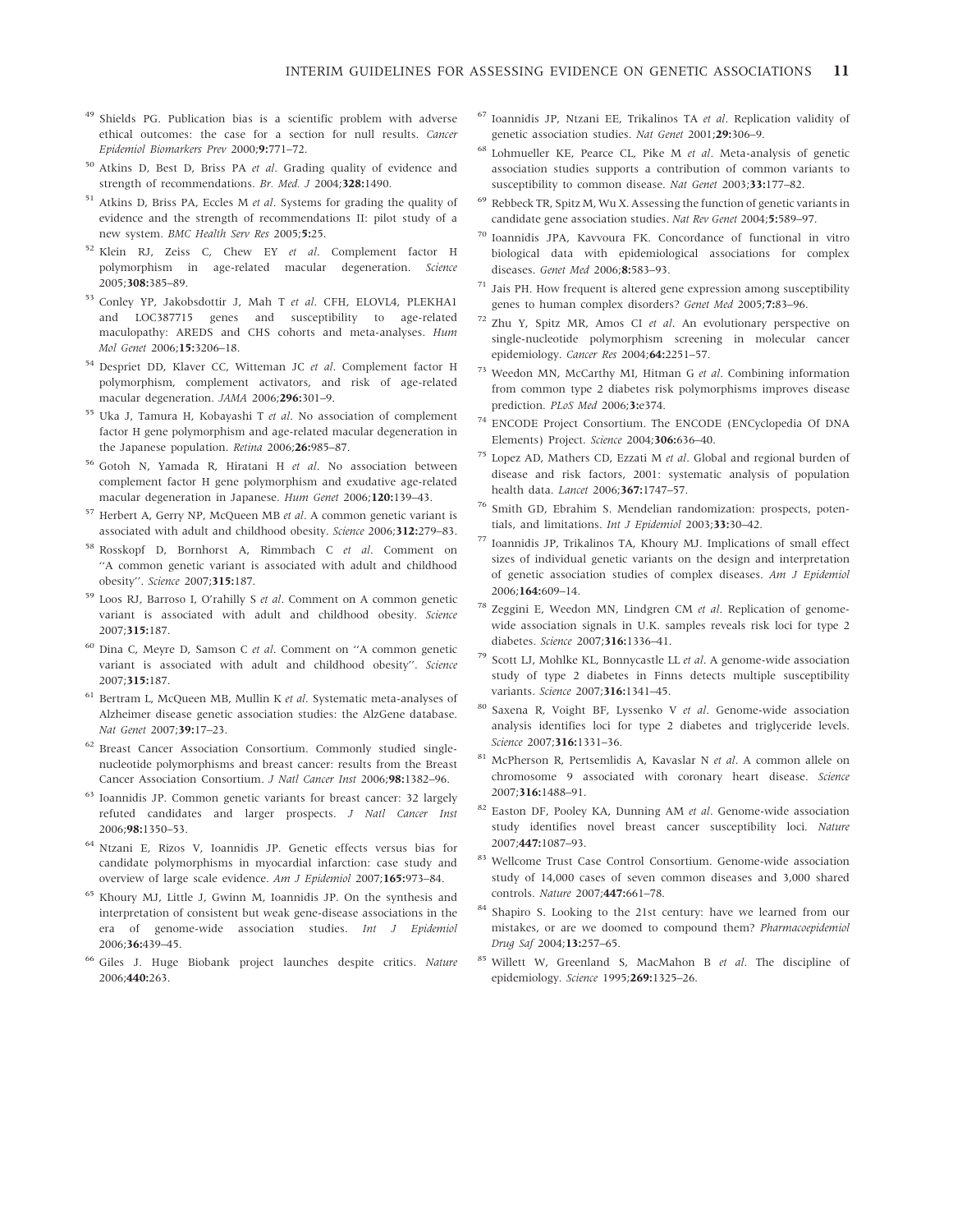49 Shields PG. Publication bias is a scientific problem with adverse ethical outcomes: the case for a section for null results. *Cancer Epidemiol Biomarkers Prev* 2000;**9:**771–72.

50 Atkins D, Best D, Briss PA *et al*. Grading quality of evidence and strength of recommendations. *Br. Med. J* 2004;**328:**1490.

51 Atkins D, Briss PA, Eccles M *et al*. Systems for grading the quality of evidence and the strength of recommendations II: pilot study of a new system. *BMC Health Serv Res* 2005;**5:**25.

52 Klein RJ, Zeiss C, Chew EY *et al*. Complement factor H polymorphism in age-related macular degeneration. *Science* 2005;**308:**385–89.

53 Conley YP, Jakobsdottir J, Mah T *et al*. CFH, ELOVL4, PLEKHA1 and LOC387715 genes and susceptibility to age-related maculopathy: AREDS and CHS cohorts and meta-analyses. *Hum Mol Genet* 2006;**15:**3206–18.

54 Despriet DD, Klaver CC, Witteman JC *et al*. Complement factor H polymorphism, complement activators, and risk of age-related macular degeneration. *JAMA* 2006;**296:**301–9.

55 Uka J, Tamura H, Kobayashi T *et al*. No association of complement factor H gene polymorphism and age-related macular degeneration in the Japanese population. *Retina* 2006;**26:**985–87.

56 Gotoh N, Yamada R, Hiratani H *et al*. No association between complement factor H gene polymorphism and exudative age-related macular degeneration in Japanese. *Hum Genet* 2006;**120:**139–43.

57 Herbert A, Gerry NP, McQueen MB *et al*. A common genetic variant is associated with adult and childhood obesity. *Science* 2006;**312:**279–83.

58 Rosskopf D, Bornhorst A, Rimmbach C *et al*. Comment on ''A common genetic variant is associated with adult and childhood obesity''. *Science* 2007;**315:**187.

59 Loos RJ, Barroso I, O'rahilly S *et al*. Comment on A common genetic variant is associated with adult and childhood obesity. *Science* 2007;**315:**187.

60 Dina C, Meyre D, Samson C *et al*. Comment on ''A common genetic variant is associated with adult and childhood obesity''. *Science* 2007;**315:**187.

61 Bertram L, McQueen MB, Mullin K *et al*. Systematic meta-analyses of Alzheimer disease genetic association studies: the AlzGene database. *Nat Genet* 2007;**39:**17–23.

62 Breast Cancer Association Consortium. Commonly studied single-nucleotide polymorphisms and breast cancer: results from the Breast Cancer Association Consortium. *J Natl Cancer Inst* 2006;**98:**1382–96.

63 Ioannidis JP. Common genetic variants for breast cancer: 32 largely refuted candidates and larger prospects. *J Natl Cancer Inst* 2006;**98:**1350–53.

64 Ntzani E, Rizos V, Ioannidis JP. Genetic effects versus bias for candidate polymorphisms in myocardial infarction: case study and overview of large scale evidence. *Am J Epidemiol* 2007;**165:**973–84.

65 Khoury MJ, Little J, Gwinn M, Ioannidis JP. On the synthesis and interpretation of consistent but weak gene-disease associations in the era of genome-wide association studies. *Int J Epidemiol* 2006;**36:**439–45.

66 Giles J. Huge Biobank project launches despite critics. *Nature* 2006;**440:**263.

67 Ioannidis JP, Ntzani EE, Trikalinos TA *et al*. Replication validity of genetic association studies. *Nat Genet* 2001;**29:**306–9.

68 Lohmueller KE, Pearce CL, Pike M *et al*. Meta-analysis of genetic association studies supports a contribution of common variants to susceptibility to common disease. *Nat Genet* 2003;**33:**177–82.

69 Rebbeck TR, Spitz M, Wu X. Assessing the function of genetic variants in candidate gene association studies. *Nat Rev Genet* 2004;**5:**589–97.

70 Ioannidis JPA, Kavvoura FK. Concordance of functional in vitro biological data with epidemiological associations for complex diseases. *Genet Med* 2006;**8:**583–93.

71 Jais PH. How frequent is altered gene expression among susceptibility genes to human complex disorders? *Genet Med* 2005;**7:**83–96.

72 Zhu Y, Spitz MR, Amos CI *et al*. An evolutionary perspective on single-nucleotide polymorphism screening in molecular cancer epidemiology. *Cancer Res* 2004;**64:**2251–57.

73 Weedon MN, McCarthy MI, Hitman G *et al*. Combining information from common type 2 diabetes risk polymorphisms improves disease prediction. *PLoS Med* 2006;**3:**e374.

74 ENCODE Project Consortium. The ENCODE (ENCyclopedia Of DNA Elements) Project. *Science* 2004;**306:**636–40.

75 Lopez AD, Mathers CD, Ezzati M *et al*. Global and regional burden of disease and risk factors, 2001: systematic analysis of population health data. *Lancet* 2006;**367:**1747–57.

76 Smith GD, Ebrahim S. Mendelian randomization: prospects, potentials, and limitations. *Int J Epidemiol* 2003;**33:**30–42.

77 Ioannidis JP, Trikalinos TA, Khoury MJ. Implications of small effect sizes of individual genetic variants on the design and interpretation of genetic association studies of complex diseases. *Am J Epidemiol* 2006;**164:**609–14.

78 Zeggini E, Weedon MN, Lindgren CM *et al*. Replication of genome-wide association signals in U.K. samples reveals risk loci for type 2 diabetes. *Science* 2007;**316:**1336–41.

79 Scott LJ, Mohlke KL, Bonnycastle LL *et al*. A genome-wide association study of type 2 diabetes in Finns detects multiple susceptibility variants. *Science* 2007;**316:**1341–45.

80 Saxena R, Voight BF, Lyssenko V *et al*. Genome-wide association analysis identifies loci for type 2 diabetes and triglyceride levels. *Science* 2007;**316:**1331–36.

81 McPherson R, Pertsemlidis A, Kavaslar N *et al*. A common allele on chromosome 9 associated with coronary heart disease. *Science* 2007;**316:**1488–91.

82 Easton DF, Pooley KA, Dunning AM *et al*. Genome-wide association study identifies novel breast cancer susceptibility loci. *Nature* 2007;**447:**1087–93.

83 Wellcome Trust Case Control Consortium. Genome-wide association study of 14,000 cases of seven common diseases and 3,000 shared controls. *Nature* 2007;**447:**661–78.

84 Shapiro S. Looking to the 21st century: have we learned from our mistakes, or are we doomed to compound them? *Pharmacoepidemiol Drug Saf* 2004;**13:**257–65.

85 Willett W, Greenland S, MacMahon B *et al*. The discipline of epidemiology. *Science* 1995;**269:**1325–26.